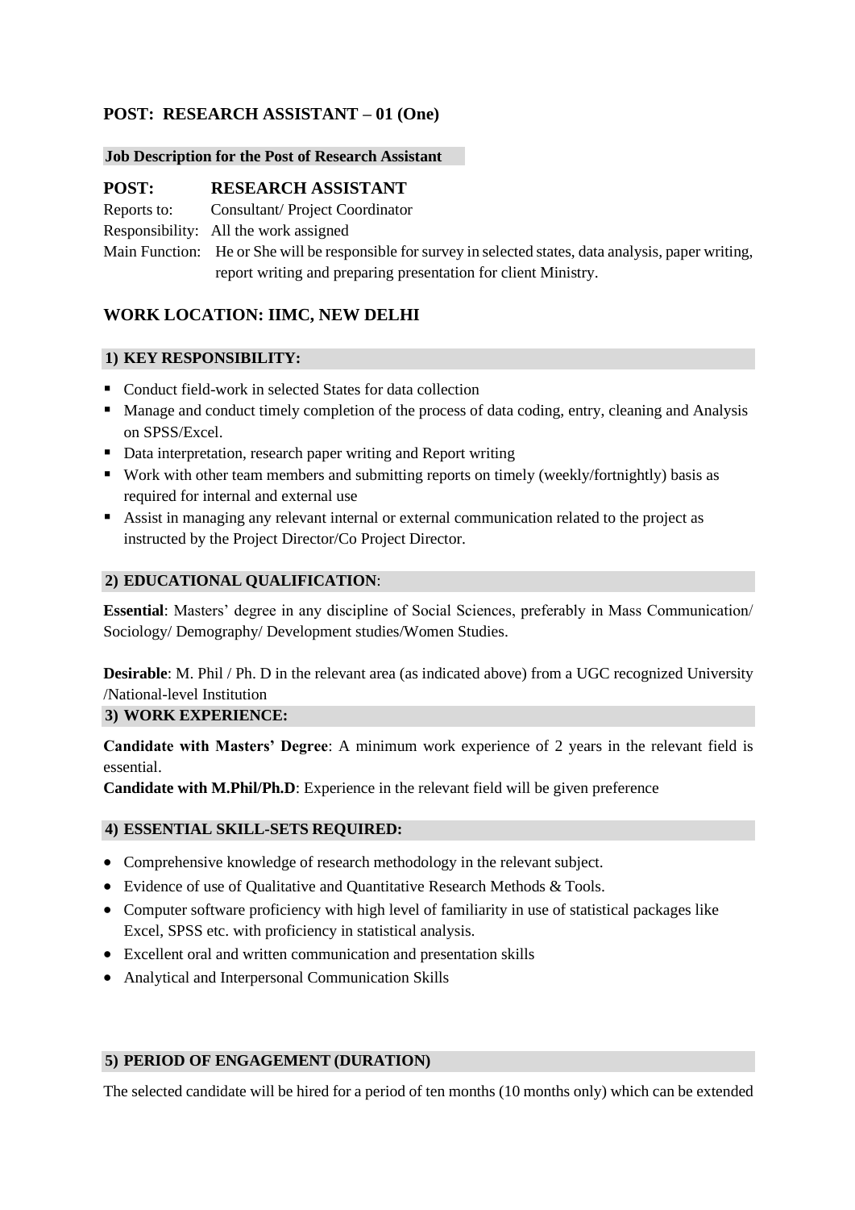## POST: RESEARCH ASSISTANT – 01 (One)

**Job Description for the Post of Research Assistant**

### POST: RESEARCH ASSISTANT

Reports to: Consultant/ Project Coordinator

Responsibility: All the work assigned

Main Function: He or She will be responsible for survey in selected states, data analysis, paper writing, report writing and preparing presentation for client Ministry.

## WORK LOCATION: IIMC, NEW DELHI

### 1) KEY RESPONSIBILITY:

- Conduct field-work in selected States for data collection
- Manage and conduct timely completion of the process of data coding, entry, cleaning and Analysis on SPSS/Excel.
- Data interpretation, research paper writing and Report writing
- Work with other team members and submitting reports on timely (weekly/fortnightly) basis as required for internal and external use
- Assist in managing any relevant internal or external communication related to the project as instructed by the Project Director/Co Project Director.

### 2) EDUCATIONAL QUALIFICATION:

**Essential**: Masters' degree in any discipline of Social Sciences, preferably in Mass Communication/ Sociology/ Demography/ Development studies/Women Studies.

**Desirable**: M. Phil / Ph. D in the relevant area (as indicated above) from a UGC recognized University /National-level Institution

### 3) WORK EXPERIENCE:

**Candidate with Masters' Degree**: A minimum work experience of 2 years in the relevant field is essential.

**Candidate with M.Phil/Ph.D**: Experience in the relevant field will be given preference

### 4) ESSENTIAL SKILL-SETS REQUIRED:

- Comprehensive knowledge of research methodology in the relevant subject.
- Evidence of use of Qualitative and Quantitative Research Methods & Tools.
- Computer software proficiency with high level of familiarity in use of statistical packages like Excel, SPSS etc. with proficiency in statistical analysis.
- Excellent oral and written communication and presentation skills
- Analytical and Interpersonal Communication Skills

### 5) PERIOD OF ENGAGEMENT (DURATION)

The selected candidate will be hired for a period of ten months (10 months only) which can be extended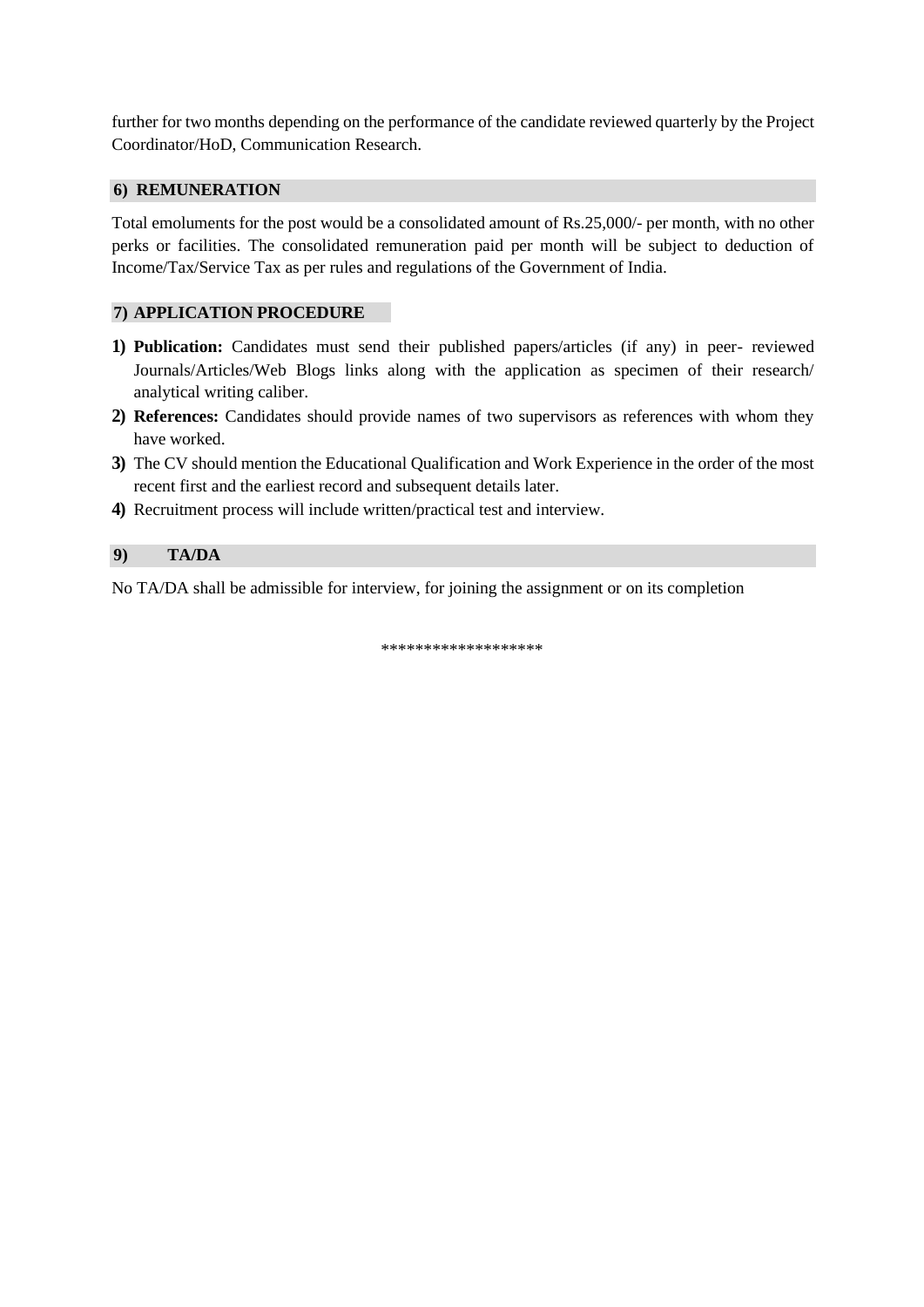further for two months depending on the performance of the candidate reviewed quarterly by the Project Coordinator/HoD, Communication Research.

## 6) REMUNERATION

Total emoluments for the post would be a consolidated amount of Rs.25,000/- per month, with no other perks or facilities. The consolidated remuneration paid per month will be subject to deduction of Income/Tax/Service Tax as per rules and regulations of the Government of India.

## 7) APPLICATION PROCEDURE

1) **Publication:** Candidates must send their published papers/articles (if any) in peer- reviewed Journals/Articles/Web Blogs links along with the application as specimen of their research/ analytical writing caliber.
2) **References:** Candidates should provide names of two supervisors as references with whom they have worked.
3) The CV should mention the Educational Qualification and Work Experience in the order of the most recent first and the earliest record and subsequent details later.
4) Recruitment process will include written/practical test and interview.

## 9) TA/DA

No TA/DA shall be admissible for interview, for joining the assignment or on its completion

******************